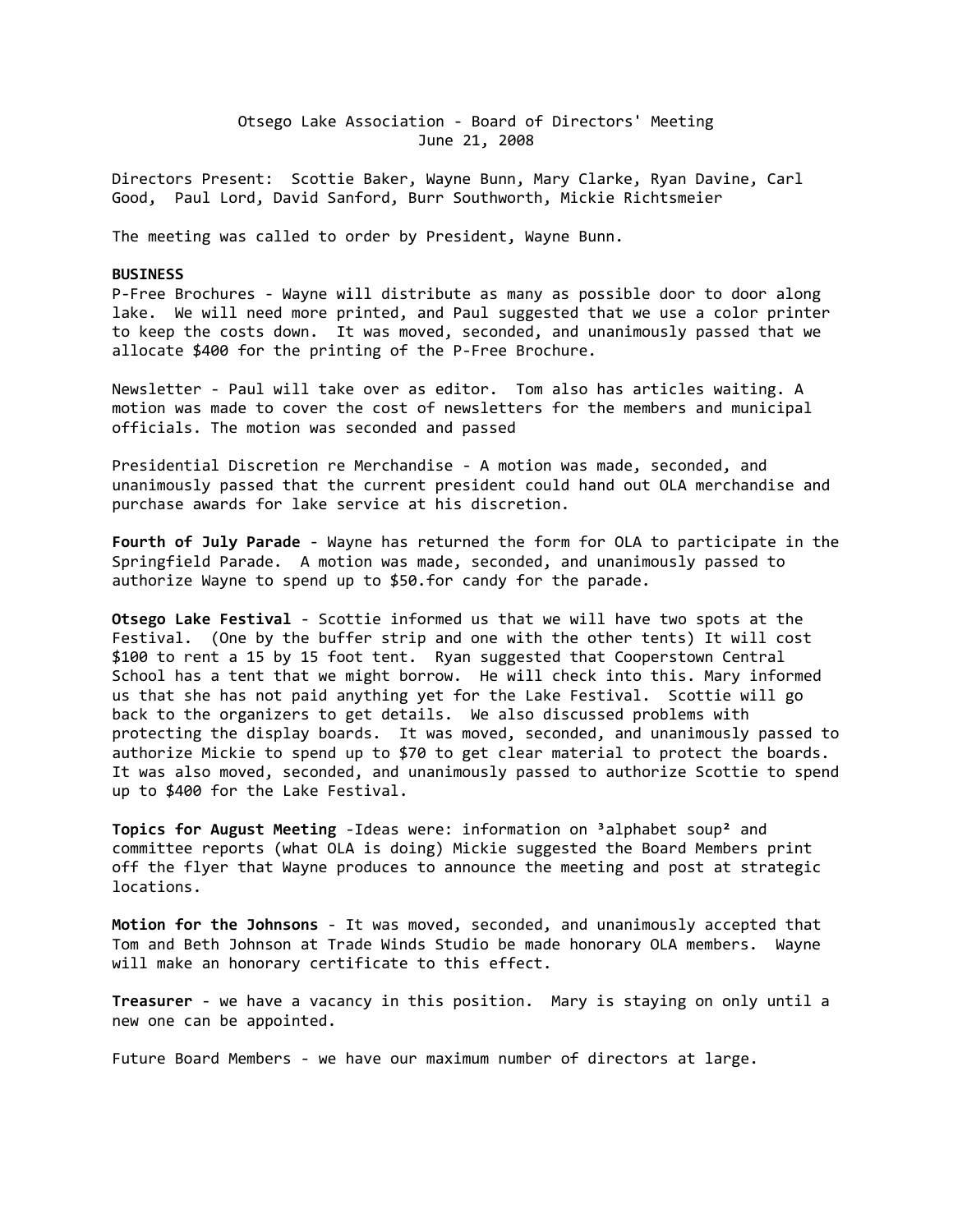Otsego Lake Association - Board of Directors' Meeting
June 21, 2008

Directors Present: Scottie Baker, Wayne Bunn, Mary Clarke, Ryan Davine, Carl Good, Paul Lord, David Sanford, Burr Southworth, Mickie Richtsmeier

The meeting was called to order by President, Wayne Bunn.

**BUSINESS**

P-Free Brochures - Wayne will distribute as many as possible door to door along lake. We will need more printed, and Paul suggested that we use a color printer to keep the costs down. It was moved, seconded, and unanimously passed that we allocate $400 for the printing of the P-Free Brochure.

Newsletter - Paul will take over as editor. Tom also has articles waiting. A motion was made to cover the cost of newsletters for the members and municipal officials. The motion was seconded and passed

Presidential Discretion re Merchandise - A motion was made, seconded, and unanimously passed that the current president could hand out OLA merchandise and purchase awards for lake service at his discretion.

**Fourth of July Parade** - Wayne has returned the form for OLA to participate in the Springfield Parade. A motion was made, seconded, and unanimously passed to authorize Wayne to spend up to $50.for candy for the parade.

**Otsego Lake Festival** - Scottie informed us that we will have two spots at the Festival. (One by the buffer strip and one with the other tents) It will cost $100 to rent a 15 by 15 foot tent. Ryan suggested that Cooperstown Central School has a tent that we might borrow. He will check into this. Mary informed us that she has not paid anything yet for the Lake Festival. Scottie will go back to the organizers to get details. We also discussed problems with protecting the display boards. It was moved, seconded, and unanimously passed to authorize Mickie to spend up to $70 to get clear material to protect the boards. It was also moved, seconded, and unanimously passed to authorize Scottie to spend up to $400 for the Lake Festival.

**Topics for August Meeting** -Ideas were: information on ³alphabet soup² and committee reports (what OLA is doing) Mickie suggested the Board Members print off the flyer that Wayne produces to announce the meeting and post at strategic locations.

**Motion for the Johnsons** - It was moved, seconded, and unanimously accepted that Tom and Beth Johnson at Trade Winds Studio be made honorary OLA members. Wayne will make an honorary certificate to this effect.

**Treasurer** - we have a vacancy in this position. Mary is staying on only until a new one can be appointed.

Future Board Members - we have our maximum number of directors at large.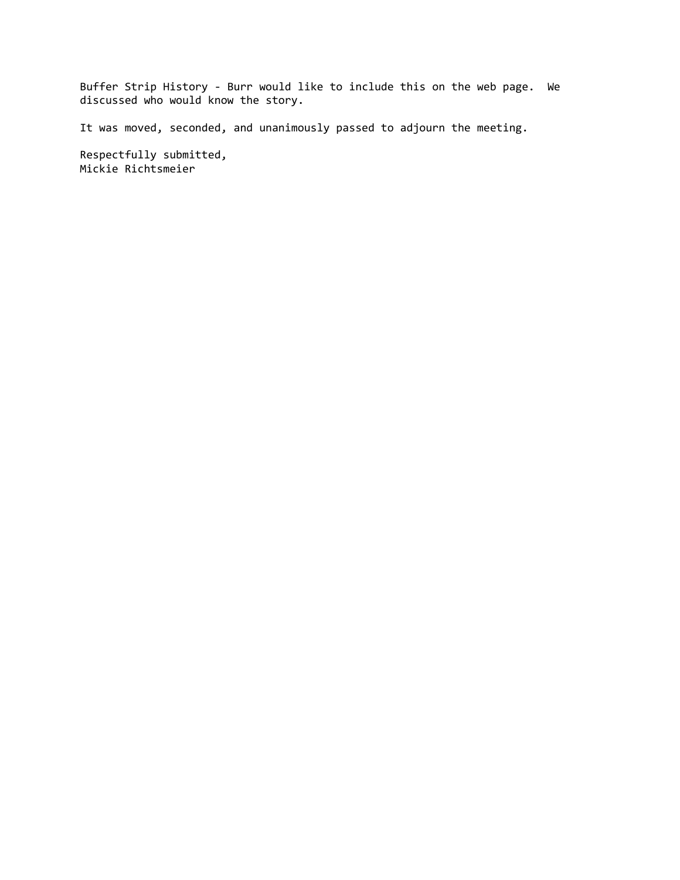Buffer Strip History - Burr would like to include this on the web page. We discussed who would know the story.

It was moved, seconded, and unanimously passed to adjourn the meeting.

Respectfully submitted,
Mickie Richtsmeier